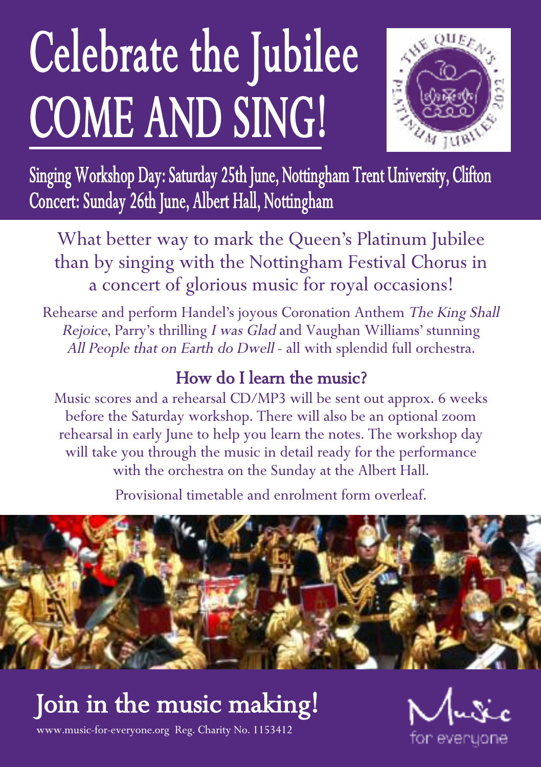# Celebrate the Jubilee
# COME AND SING!

## Singing Workshop Day: Saturday 25th June, Nottingham Trent University, Clifton
## Concert: Sunday 26th June, Albert Hall, Nottingham

What better way to mark the Queen's Platinum Jubilee than by singing with the Nottingham Festival Chorus in a concert of glorious music for royal occasions!

Rehearse and perform Handel's joyous Coronation Anthem *The King Shall Rejoice*, Parry's thrilling *I was Glad* and Vaughan Williams' stunning *All People that on Earth do Dwell* - all with splendid full orchestra.

### How do I learn the music?

Music scores and a rehearsal CD/MP3 will be sent out approx. 6 weeks before the Saturday workshop. There will also be an optional zoom rehearsal in early June to help you learn the notes. The workshop day will take you through the music in detail ready for the performance with the orchestra on the Sunday at the Albert Hall.

Provisional timetable and enrolment form overleaf.

## Join in the music making!

www.music-for-everyone.org Reg. Charity No. 1153412

Music for everyone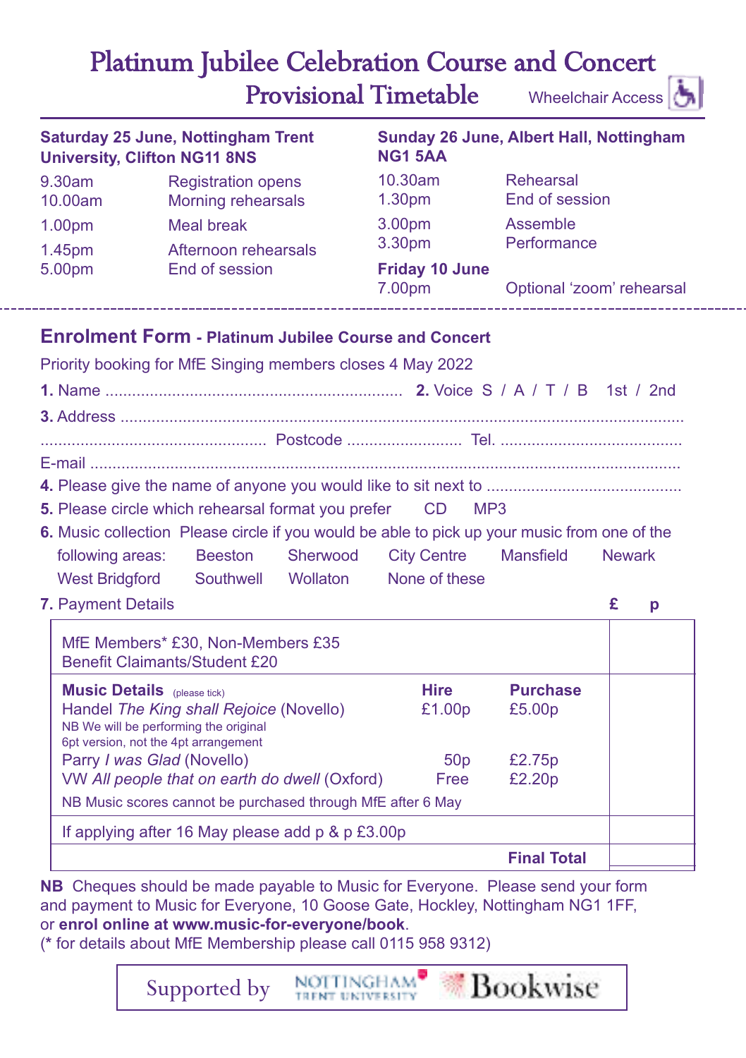# Platinum Jubilee Celebration Course and Concert

## Provisional Timetable

Wheelchair Access

**Saturday 25 June, Nottingham Trent University, Clifton NG11 8NS**

| | |
|---|---|
| 9.30am | Registration opens |
| 10.00am | Morning rehearsals |
| 1.00pm | Meal break |
| 1.45pm | Afternoon rehearsals |
| 5.00pm | End of session |

**Sunday 26 June, Albert Hall, Nottingham NG1 5AA**

| | |
|---|---|
| 10.30am | Rehearsal |
| 1.30pm | End of session |
| 3.00pm | Assemble |
| 3.30pm | Performance |

**Friday 10 June**

| | |
|---|---|
| 7.00pm | Optional 'zoom' rehearsal |

---

## Enrolment Form - Platinum Jubilee Course and Concert

Priority booking for MfE Singing members closes 4 May 2022

**1.** Name .................................................................. **2.** Voice S / A / T / B 1st / 2nd

**3.** Address ..............................................................................................................

.................................................. Postcode .......................... Tel. .........................................

E-mail ....................................................................................................................

**4.** Please give the name of anyone you would like to sit next to ............................................

**5.** Please circle which rehearsal format you prefer CD MP3

**6.** Music collection Please circle if you would be able to pick up your music from one of the following areas: Beeston Sherwood City Centre Mansfield Newark West Bridgford Southwell Wollaton None of these

**7.** Payment Details

| | | | £ p |
|---|---|---|---|
| MfE Members* £30, Non-Members £35<br>Benefit Claimants/Student £20 | | | |
| **Music Details** (please tick) | **Hire** | **Purchase** | |
| Handel *The King shall Rejoice* (Novello)<br>NB We will be performing the original 6pt version, not the 4pt arrangement | £1.00p | £5.00p | |
| Parry *I was Glad* (Novello) | 50p | £2.75p | |
| VW *All people that on earth do dwell* (Oxford) | Free | £2.20p | |
| NB Music scores cannot be purchased through MfE after 6 May | | | |
| If applying after 16 May please add p & p £3.00p | | | |
| | | **Final Total** | |

**NB** Cheques should be made payable to Music for Everyone. Please send your form and payment to Music for Everyone, 10 Goose Gate, Hockley, Nottingham NG1 1FF, or **enrol online at www.music-for-everyone/book**.
(* for details about MfE Membership please call 0115 958 9312)

Supported by Nottingham Trent University Bookwise